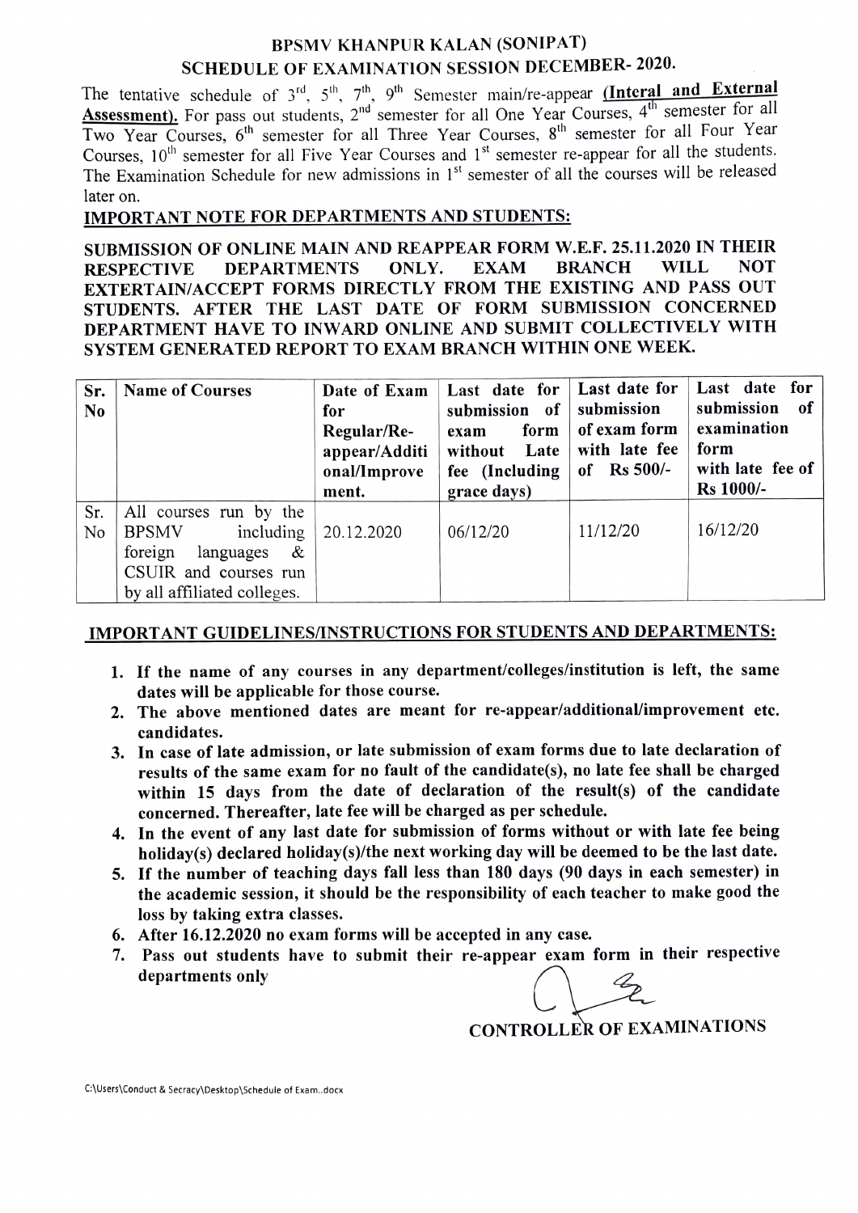# BPSMV KHANPUR KALAN (SONIPAT)

## SCHEDULE OF EXAMINATION SESSION DECEMBER- 2020.

The tentative schedule of 3rd, 5th, 7th, 9th Semester main/re-appear **(Interal and External Assessment).** For pass out students, 2nd semester for all One Year Courses, 4th semester for all Two Year Courses, 6th semester for all Three Year Courses, 8th semester for all Four Year Courses, 10th semester for all Five Year Courses and 1st semester re-appear for all the students. The Examination Schedule for new admissions in 1st semester of all the courses will be released later on.

### IMPORTANT NOTE FOR DEPARTMENTS AND STUDENTS:

**SUBMISSION OF ONLINE MAIN AND REAPPEAR FORM W.E.F. 25.11.2020 IN THEIR RESPECTIVE DEPARTMENTS ONLY. EXAM BRANCH WILL NOT EXTERTAIN/ACCEPT FORMS DIRECTLY FROM THE EXISTING AND PASS OUT STUDENTS. AFTER THE LAST DATE OF FORM SUBMISSION CONCERNED DEPARTMENT HAVE TO INWARD ONLINE AND SUBMIT COLLECTIVELY WITH SYSTEM GENERATED REPORT TO EXAM BRANCH WITHIN ONE WEEK.**

| Sr. No | Name of Courses | Date of Exam for Regular/Re-appear/Additional/Improvement. | Last date for submission of exam form without Late fee (Including grace days) | Last date for submission of exam form with late fee of Rs 500/- | Last date for submission of examination form with late fee of Rs 1000/- |
|---|---|---|---|---|---|
| Sr. No | All courses run by the BPSMV including foreign languages & CSUIR and courses run by all affiliated colleges. | 20.12.2020 | 06/12/20 | 11/12/20 | 16/12/20 |

### IMPORTANT GUIDELINES/INSTRUCTIONS FOR STUDENTS AND DEPARTMENTS:

1. **If the name of any courses in any department/colleges/institution is left, the same dates will be applicable for those course.**
2. **The above mentioned dates are meant for re-appear/additional/improvement etc. candidates.**
3. **In case of late admission, or late submission of exam forms due to late declaration of results of the same exam for no fault of the candidate(s), no late fee shall be charged within 15 days from the date of declaration of the result(s) of the candidate concerned. Thereafter, late fee will be charged as per schedule.**
4. **In the event of any last date for submission of forms without or with late fee being holiday(s) declared holiday(s)/the next working day will be deemed to be the last date.**
5. **If the number of teaching days fall less than 180 days (90 days in each semester) in the academic session, it should be the responsibility of each teacher to make good the loss by taking extra classes.**
6. **After 16.12.2020 no exam forms will be accepted in any case.**
7. **Pass out students have to submit their re-appear exam form in their respective departments only**

**CONTROLLER OF EXAMINATIONS**

C:\Users\Conduct & Secracy\Desktop\Schedule of Exam..docx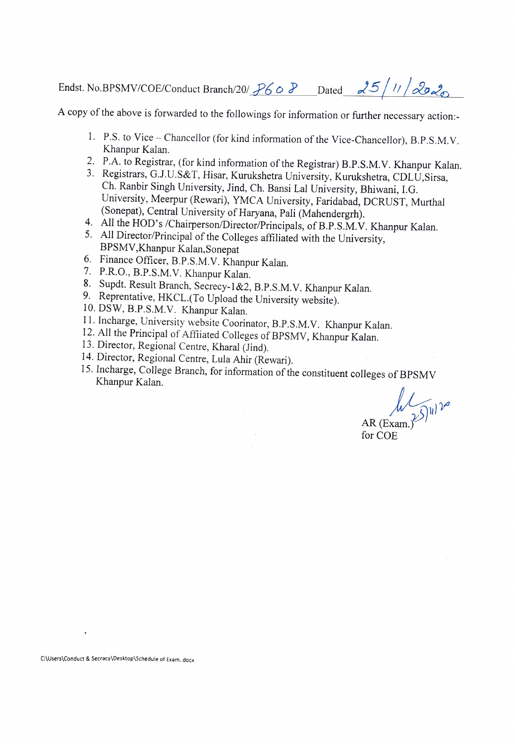Endst. No.BPSMV/COE/Conduct Branch/20/ 8608 Dated 25/11/2020

A copy of the above is forwarded to the followings for information or further necessary action:-

1. P.S. to Vice – Chancellor (for kind information of the Vice-Chancellor), B.P.S.M.V. Khanpur Kalan.
2. P.A. to Registrar, (for kind information of the Registrar) B.P.S.M.V. Khanpur Kalan.
3. Registrars, G.J.U.S&T, Hisar, Kurukshetra University, Kurukshetra, CDLU,Sirsa, Ch. Ranbir Singh University, Jind, Ch. Bansi Lal University, Bhiwani, I.G. University, Meerpur (Rewari), YMCA University, Faridabad, DCRUST, Murthal (Sonepat), Central University of Haryana, Pali (Mahendergrh).
4. All the HOD's /Chairperson/Director/Principals, of B.P.S.M.V. Khanpur Kalan.
5. All Director/Principal of the Colleges affiliated with the University, BPSMV,Khanpur Kalan,Sonepat
6. Finance Officer, B.P.S.M.V. Khanpur Kalan.
7. P.R.O., B.P.S.M.V. Khanpur Kalan.
8. Supdt. Result Branch, Secrecy-1&2, B.P.S.M.V. Khanpur Kalan.
9. Reprentative, HKCL.(To Upload the University website).
10. DSW, B.P.S.M.V. Khanpur Kalan.
11. Incharge, University website Coorinator, B.P.S.M.V. Khanpur Kalan.
12. All the Principal of Affiiated Colleges of BPSMV, Khanpur Kalan.
13. Director, Regional Centre, Kharal (Jind).
14. Director, Regional Centre, Lula Ahir (Rewari).
15. Incharge, College Branch, for information of the constituent colleges of BPSMV Khanpur Kalan.

25/11/20

AR (Exam.)
for COE

C:\Users\Conduct & Secracy\Desktop\Schedule of Exam..docx